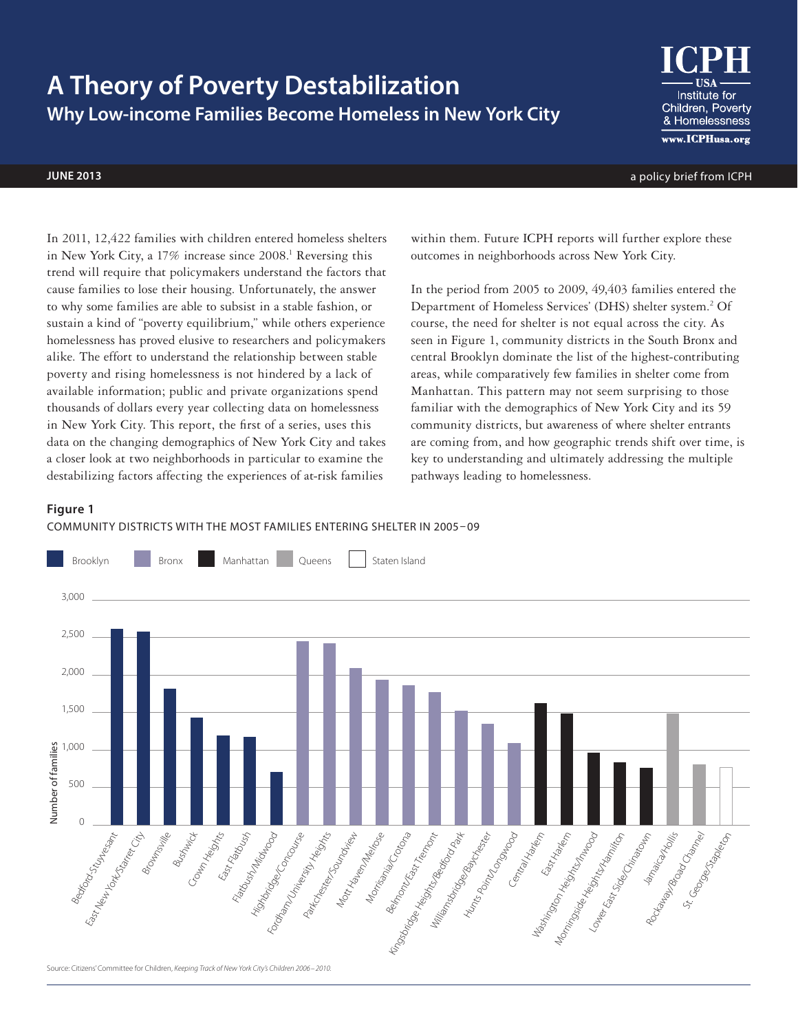# A Theory of Poverty Destabilization

## Why Low-income Families Become Homeless in New York City

ICPH USA — Institute for Children, Poverty & Homelessness
www.ICPHusa.org

**JUNE 2013**

a policy brief from ICPH

In 2011, 12,422 families with children entered homeless shelters in New York City, a 17% increase since 2008.[1] Reversing this trend will require that policymakers understand the factors that cause families to lose their housing. Unfortunately, the answer to why some families are able to subsist in a stable fashion, or sustain a kind of "poverty equilibrium," while others experience homelessness has proved elusive to researchers and policymakers alike. The effort to understand the relationship between stable poverty and rising homelessness is not hindered by a lack of available information; public and private organizations spend thousands of dollars every year collecting data on homelessness in New York City. This report, the first of a series, uses this data on the changing demographics of New York City and takes a closer look at two neighborhoods in particular to examine the destabilizing factors affecting the experiences of at-risk families within them. Future ICPH reports will further explore these outcomes in neighborhoods across New York City.

In the period from 2005 to 2009, 49,403 families entered the Department of Homeless Services' (DHS) shelter system.[2] Of course, the need for shelter is not equal across the city. As seen in Figure 1, community districts in the South Bronx and central Brooklyn dominate the list of the highest-contributing areas, while comparatively few families in shelter come from Manhattan. This pattern may not seem surprising to those familiar with the demographics of New York City and its 59 community districts, but awareness of where shelter entrants are coming from, and how geographic trends shift over time, is key to understanding and ultimately addressing the multiple pathways leading to homelessness.

**Figure 1**

COMMUNITY DISTRICTS WITH THE MOST FAMILIES ENTERING SHELTER IN 2005–09

| Community District | Borough | Number of families (approx.) |
|---|---|---|
| Bedford-Stuyvesant | Brooklyn | 2,600 |
| East New York/Starret City | Brooklyn | 2,570 |
| Brownsville | Brooklyn | 1,810 |
| Bushwick | Brooklyn | 1,420 |
| Crown Heights | Brooklyn | 1,190 |
| East Flatbush | Brooklyn | 1,170 |
| Flatbush/Midwood | Brooklyn | 700 |
| Highbridge/Concourse | Bronx | 2,440 |
| Fordham/University Heights | Bronx | 2,410 |
| Parkchester/Soundview | Bronx | 2,090 |
| Mott Haven/Melrose | Bronx | 1,930 |
| Morrisania/Crotona | Bronx | 1,860 |
| Belmont/East Tremont | Bronx | 1,760 |
| Kingsbridge Heights/Bedford Park | Bronx | 1,510 |
| Williamsbridge/Baychester | Bronx | 1,340 |
| Hunts Point/Longwood | Bronx | 1,080 |
| Central Harlem | Manhattan | 1,620 |
| East Harlem | Manhattan | 1,480 |
| Washington Heights/Inwood | Manhattan | 960 |
| Morningside Heights/Hamilton | Manhattan | 830 |
| Lower East Side/Chinatown | Manhattan | 760 |
| Jamaica/Hollis | Queens | 1,480 |
| Rockaway/Broad Channel | Queens | 800 |
| St. George/Stapleton | Staten Island | 770 |

Source: Citizens' Committee for Children, *Keeping Track of New York City's Children 2006–2010.*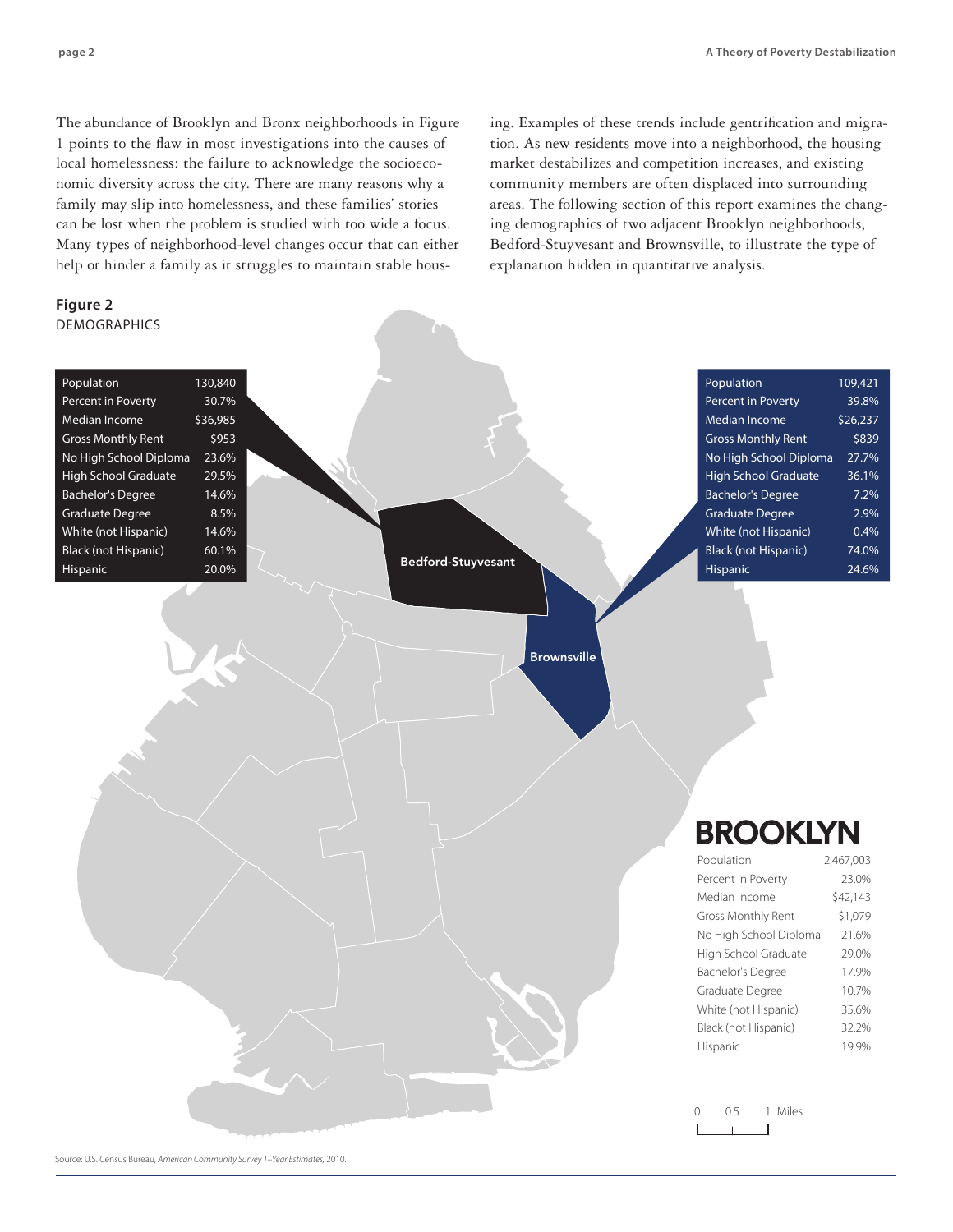The abundance of Brooklyn and Bronx neighborhoods in Figure 1 points to the flaw in most investigations into the causes of local homelessness: the failure to acknowledge the socioeconomic diversity across the city. There are many reasons why a family may slip into homelessness, and these families' stories can be lost when the problem is studied with too wide a focus. Many types of neighborhood-level changes occur that can either help or hinder a family as it struggles to maintain stable housing. Examples of these trends include gentrification and migration. As new residents move into a neighborhood, the housing market destabilizes and competition increases, and existing community members are often displaced into surrounding areas. The following section of this report examines the changing demographics of two adjacent Brooklyn neighborhoods, Bedford-Stuyvesant and Brownsville, to illustrate the type of explanation hidden in quantitative analysis.

**Figure 2**
DEMOGRAPHICS

**Bedford-Stuyvesant**

| | |
|---|---|
| Population | 130,840 |
| Percent in Poverty | 30.7% |
| Median Income | $36,985 |
| Gross Monthly Rent | $953 |
| No High School Diploma | 23.6% |
| High School Graduate | 29.5% |
| Bachelor's Degree | 14.6% |
| Graduate Degree | 8.5% |
| White (not Hispanic) | 14.6% |
| Black (not Hispanic) | 60.1% |
| Hispanic | 20.0% |

**Brownsville**

| | |
|---|---|
| Population | 109,421 |
| Percent in Poverty | 39.8% |
| Median Income | $26,237 |
| Gross Monthly Rent | $839 |
| No High School Diploma | 27.7% |
| High School Graduate | 36.1% |
| Bachelor's Degree | 7.2% |
| Graduate Degree | 2.9% |
| White (not Hispanic) | 0.4% |
| Black (not Hispanic) | 74.0% |
| Hispanic | 24.6% |

**BROOKLYN**

| | |
|---|---|
| Population | 2,467,003 |
| Percent in Poverty | 23.0% |
| Median Income | $42,143 |
| Gross Monthly Rent | $1,079 |
| No High School Diploma | 21.6% |
| High School Graduate | 29.0% |
| Bachelor's Degree | 17.9% |
| Graduate Degree | 10.7% |
| White (not Hispanic) | 35.6% |
| Black (not Hispanic) | 32.2% |
| Hispanic | 19.9% |

0 0.5 1 Miles

Source: U.S. Census Bureau, *American Community Survey 1–Year Estimates,* 2010.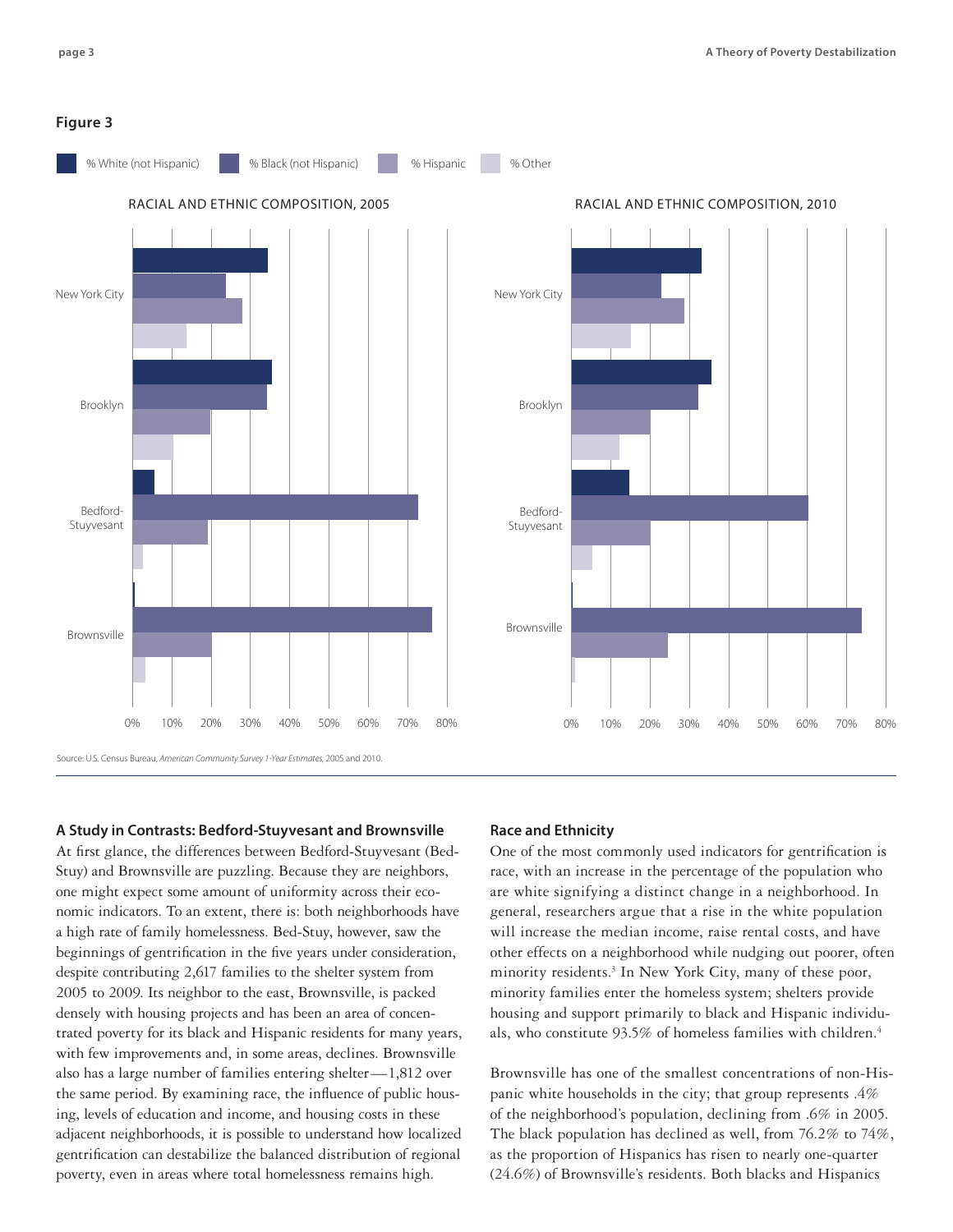**Figure 3**

% White (not Hispanic) | % Black (not Hispanic) | % Hispanic | % Other

RACIAL AND ETHNIC COMPOSITION, 2005

RACIAL AND ETHNIC COMPOSITION, 2010

Source: U.S. Census Bureau, *American Community Survey 1-Year Estimates*, 2005 and 2010.

## A Study in Contrasts: Bedford-Stuyvesant and Brownsville

At first glance, the differences between Bedford-Stuyvesant (Bed-Stuy) and Brownsville are puzzling. Because they are neighbors, one might expect some amount of uniformity across their economic indicators. To an extent, there is: both neighborhoods have a high rate of family homelessness. Bed-Stuy, however, saw the beginnings of gentrification in the five years under consideration, despite contributing 2,617 families to the shelter system from 2005 to 2009. Its neighbor to the east, Brownsville, is packed densely with housing projects and has been an area of concentrated poverty for its black and Hispanic residents for many years, with few improvements and, in some areas, declines. Brownsville also has a large number of families entering shelter—1,812 over the same period. By examining race, the influence of public housing, levels of education and income, and housing costs in these adjacent neighborhoods, it is possible to understand how localized gentrification can destabilize the balanced distribution of regional poverty, even in areas where total homelessness remains high.

## Race and Ethnicity

One of the most commonly used indicators for gentrification is race, with an increase in the percentage of the population who are white signifying a distinct change in a neighborhood. In general, researchers argue that a rise in the white population will increase the median income, raise rental costs, and have other effects on a neighborhood while nudging out poorer, often minority residents.[3] In New York City, many of these poor, minority families enter the homeless system; shelters provide housing and support primarily to black and Hispanic individuals, who constitute 93.5% of homeless families with children.[4]

Brownsville has one of the smallest concentrations of non-Hispanic white households in the city; that group represents .4% of the neighborhood's population, declining from .6% in 2005. The black population has declined as well, from 76.2% to 74%, as the proportion of Hispanics has risen to nearly one-quarter (24.6%) of Brownsville's residents. Both blacks and Hispanics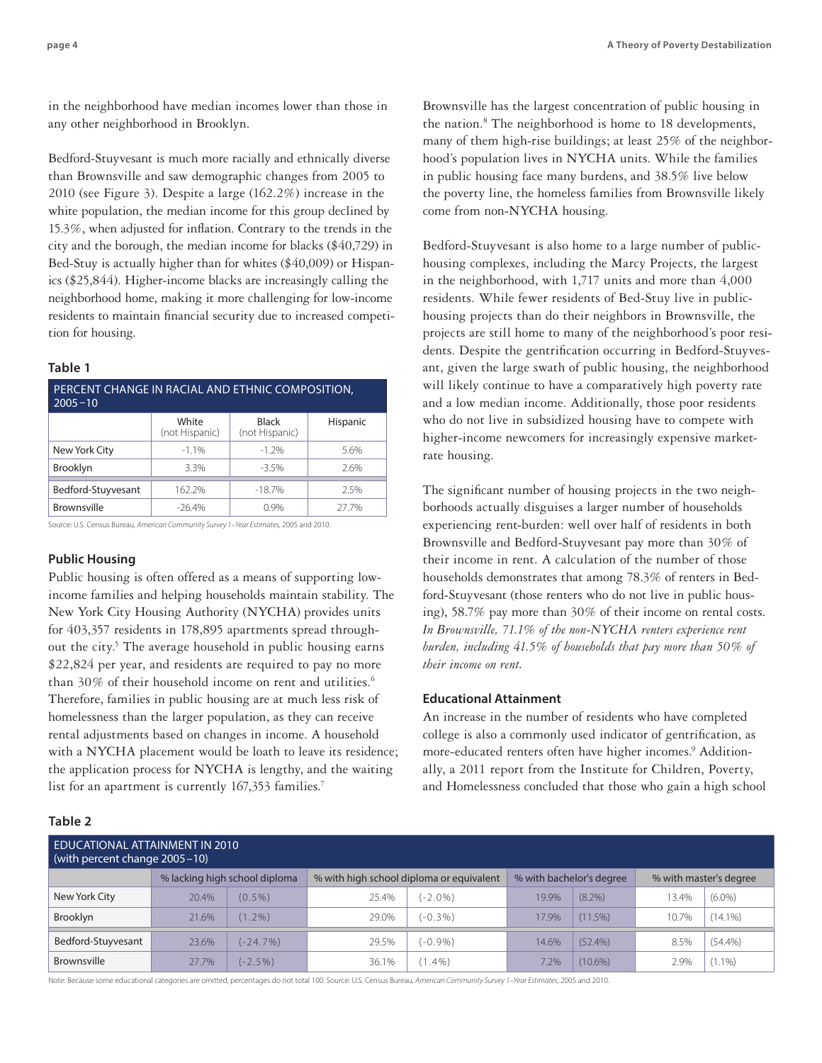in the neighborhood have median incomes lower than those in any other neighborhood in Brooklyn.

Bedford-Stuyvesant is much more racially and ethnically diverse than Brownsville and saw demographic changes from 2005 to 2010 (see Figure 3). Despite a large (162.2%) increase in the white population, the median income for this group declined by 15.3%, when adjusted for inflation. Contrary to the trends in the city and the borough, the median income for blacks ($40,729) in Bed-Stuy is actually higher than for whites ($40,009) or Hispanics ($25,844). Higher-income blacks are increasingly calling the neighborhood home, making it more challenging for low-income residents to maintain financial security due to increased competition for housing.

**Table 1**

PERCENT CHANGE IN RACIAL AND ETHNIC COMPOSITION, 2005–10

| | White (not Hispanic) | Black (not Hispanic) | Hispanic |
|---|---|---|---|
| New York City | -1.1% | -1.2% | 5.6% |
| Brooklyn | 3.3% | -3.5% | 2.6% |
| Bedford-Stuyvesant | 162.2% | -18.7% | 2.5% |
| Brownsville | -26.4% | 0.9% | 27.7% |

Source: U.S. Census Bureau, *American Community Survey 1–Year Estimates*, 2005 and 2010.

### Public Housing

Public housing is often offered as a means of supporting low-income families and helping households maintain stability. The New York City Housing Authority (NYCHA) provides units for 403,357 residents in 178,895 apartments spread throughout the city.[5] The average household in public housing earns $22,824 per year, and residents are required to pay no more than 30% of their household income on rent and utilities.[6] Therefore, families in public housing are at much less risk of homelessness than the larger population, as they can receive rental adjustments based on changes in income. A household with a NYCHA placement would be loath to leave its residence; the application process for NYCHA is lengthy, and the waiting list for an apartment is currently 167,353 families.[7]

Brownsville has the largest concentration of public housing in the nation.[8] The neighborhood is home to 18 developments, many of them high-rise buildings; at least 25% of the neighborhood's population lives in NYCHA units. While the families in public housing face many burdens, and 38.5% live below the poverty line, the homeless families from Brownsville likely come from non-NYCHA housing.

Bedford-Stuyvesant is also home to a large number of public-housing complexes, including the Marcy Projects, the largest in the neighborhood, with 1,717 units and more than 4,000 residents. While fewer residents of Bed-Stuy live in public-housing projects than do their neighbors in Brownsville, the projects are still home to many of the neighborhood's poor residents. Despite the gentrification occurring in Bedford-Stuyvesant, given the large swath of public housing, the neighborhood will likely continue to have a comparatively high poverty rate and a low median income. Additionally, those poor residents who do not live in subsidized housing have to compete with higher-income newcomers for increasingly expensive market-rate housing.

The significant number of housing projects in the two neighborhoods actually disguises a larger number of households experiencing rent-burden: well over half of residents in both Brownsville and Bedford-Stuyvesant pay more than 30% of their income in rent. A calculation of the number of those households demonstrates that among 78.3% of renters in Bedford-Stuyvesant (those renters who do not live in public housing), 58.7% pay more than 30% of their income on rental costs. *In Brownsville, 71.1% of the non-NYCHA renters experience rent burden, including 41.5% of households that pay more than 50% of their income on rent.*

### Educational Attainment

An increase in the number of residents who have completed college is also a commonly used indicator of gentrification, as more-educated renters often have higher incomes.[9] Additionally, a 2011 report from the Institute for Children, Poverty, and Homelessness concluded that those who gain a high school

**Table 2**

EDUCATIONAL ATTAINMENT IN 2010 (with percent change 2005–10)

| | % lacking high school diploma | | % with high school diploma or equivalent | | % with bachelor's degree | | % with master's degree | |
|---|---|---|---|---|---|---|---|---|
| New York City | 20.4% | (0.5%) | 25.4% | (-2.0%) | 19.9% | (8.2%) | 13.4% | (6.0%) |
| Brooklyn | 21.6% | (1.2%) | 29.0% | (-0.3%) | 17.9% | (11.5%) | 10.7% | (14.1%) |
| Bedford-Stuyvesant | 23.6% | (-24.7%) | 29.5% | (-0.9%) | 14.6% | (52.4%) | 8.5% | (54.4%) |
| Brownsville | 27.7% | (-2.5%) | 36.1% | (1.4%) | 7.2% | (10.6%) | 2.9% | (1.1%) |

Note: Because some educational categories are omitted, percentages do not total 100. Source: U.S. Census Bureau, *American Community Survey 1–Year Estimates*, 2005 and 2010.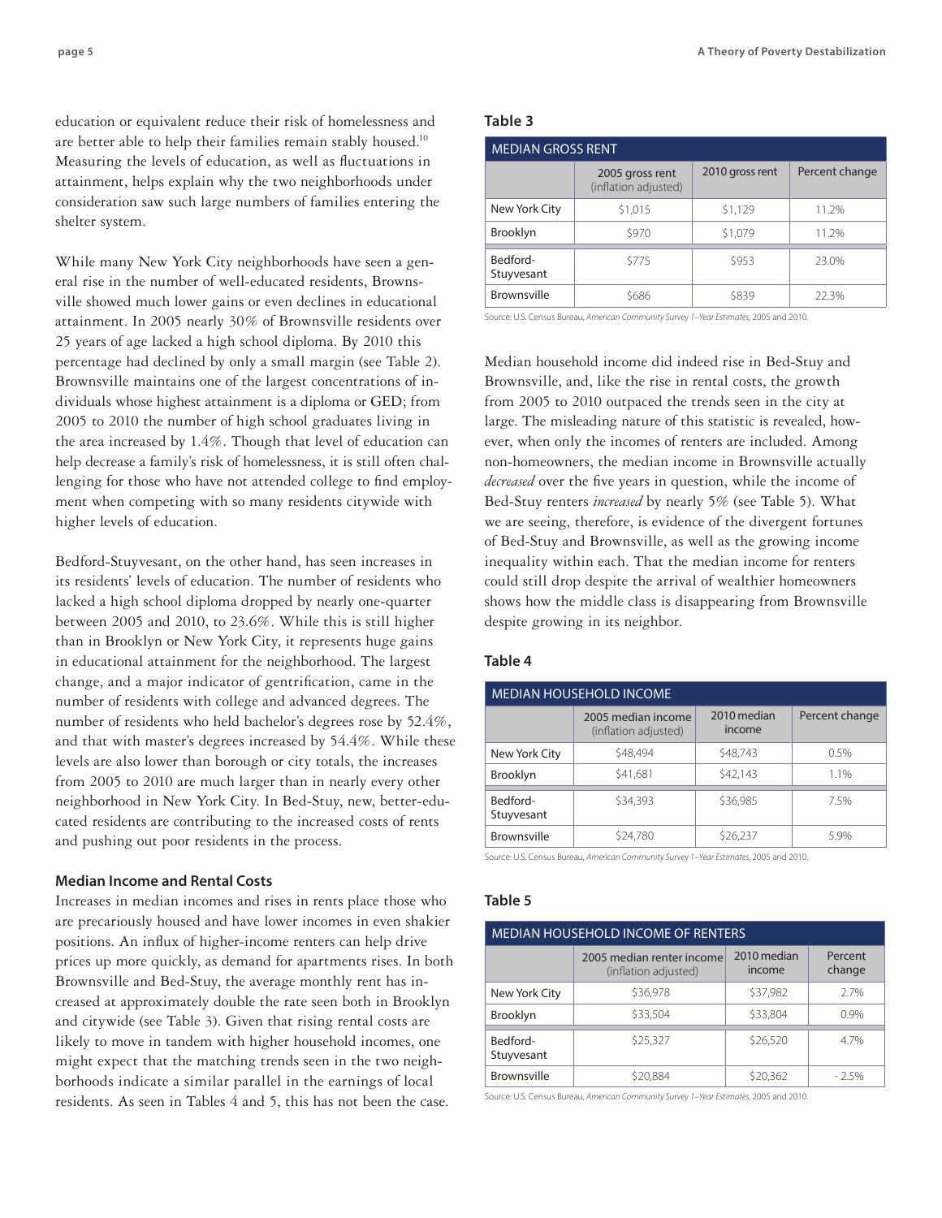education or equivalent reduce their risk of homelessness and are better able to help their families remain stably housed.[10] Measuring the levels of education, as well as fluctuations in attainment, helps explain why the two neighborhoods under consideration saw such large numbers of families entering the shelter system.

While many New York City neighborhoods have seen a general rise in the number of well-educated residents, Brownsville showed much lower gains or even declines in educational attainment. In 2005 nearly 30% of Brownsville residents over 25 years of age lacked a high school diploma. By 2010 this percentage had declined by only a small margin (see Table 2). Brownsville maintains one of the largest concentrations of individuals whose highest attainment is a diploma or GED; from 2005 to 2010 the number of high school graduates living in the area increased by 1.4%. Though that level of education can help decrease a family's risk of homelessness, it is still often challenging for those who have not attended college to find employment when competing with so many residents citywide with higher levels of education.

Bedford-Stuyvesant, on the other hand, has seen increases in its residents' levels of education. The number of residents who lacked a high school diploma dropped by nearly one-quarter between 2005 and 2010, to 23.6%. While this is still higher than in Brooklyn or New York City, it represents huge gains in educational attainment for the neighborhood. The largest change, and a major indicator of gentrification, came in the number of residents with college and advanced degrees. The number of residents who held bachelor's degrees rose by 52.4%, and that with master's degrees increased by 54.4%. While these levels are also lower than borough or city totals, the increases from 2005 to 2010 are much larger than in nearly every other neighborhood in New York City. In Bed-Stuy, new, better-educated residents are contributing to the increased costs of rents and pushing out poor residents in the process.

### Median Income and Rental Costs

Increases in median incomes and rises in rents place those who are precariously housed and have lower incomes in even shakier positions. An influx of higher-income renters can help drive prices up more quickly, as demand for apartments rises. In both Brownsville and Bed-Stuy, the average monthly rent has increased at approximately double the rate seen both in Brooklyn and citywide (see Table 3). Given that rising rental costs are likely to move in tandem with higher household incomes, one might expect that the matching trends seen in the two neighborhoods indicate a similar parallel in the earnings of local residents. As seen in Tables 4 and 5, this has not been the case.

**Table 3**

| MEDIAN GROSS RENT | 2005 gross rent (inflation adjusted) | 2010 gross rent | Percent change |
|---|---|---|---|
| New York City | $1,015 | $1,129 | 11.2% |
| Brooklyn | $970 | $1,079 | 11.2% |
| Bedford-Stuyvesant | $775 | $953 | 23.0% |
| Brownsville | $686 | $839 | 22.3% |

Source: U.S. Census Bureau, *American Community Survey 1–Year Estimates*, 2005 and 2010.

Median household income did indeed rise in Bed-Stuy and Brownsville, and, like the rise in rental costs, the growth from 2005 to 2010 outpaced the trends seen in the city at large. The misleading nature of this statistic is revealed, however, when only the incomes of renters are included. Among non-homeowners, the median income in Brownsville actually *decreased* over the five years in question, while the income of Bed-Stuy renters *increased* by nearly 5% (see Table 5). What we are seeing, therefore, is evidence of the divergent fortunes of Bed-Stuy and Brownsville, as well as the growing income inequality within each. That the median income for renters could still drop despite the arrival of wealthier homeowners shows how the middle class is disappearing from Brownsville despite growing in its neighbor.

**Table 4**

| MEDIAN HOUSEHOLD INCOME | 2005 median income (inflation adjusted) | 2010 median income | Percent change |
|---|---|---|---|
| New York City | $48,494 | $48,743 | 0.5% |
| Brooklyn | $41,681 | $42,143 | 1.1% |
| Bedford-Stuyvesant | $34,393 | $36,985 | 7.5% |
| Brownsville | $24,780 | $26,237 | 5.9% |

Source: U.S. Census Bureau, *American Community Survey 1–Year Estimates*, 2005 and 2010.

**Table 5**

| MEDIAN HOUSEHOLD INCOME OF RENTERS | 2005 median renter income (inflation adjusted) | 2010 median income | Percent change |
|---|---|---|---|
| New York City | $36,978 | $37,982 | 2.7% |
| Brooklyn | $33,504 | $33,804 | 0.9% |
| Bedford-Stuyvesant | $25,327 | $26,520 | 4.7% |
| Brownsville | $20,884 | $20,362 | - 2.5% |

Source: U.S. Census Bureau, *American Community Survey 1–Year Estimates*, 2005 and 2010.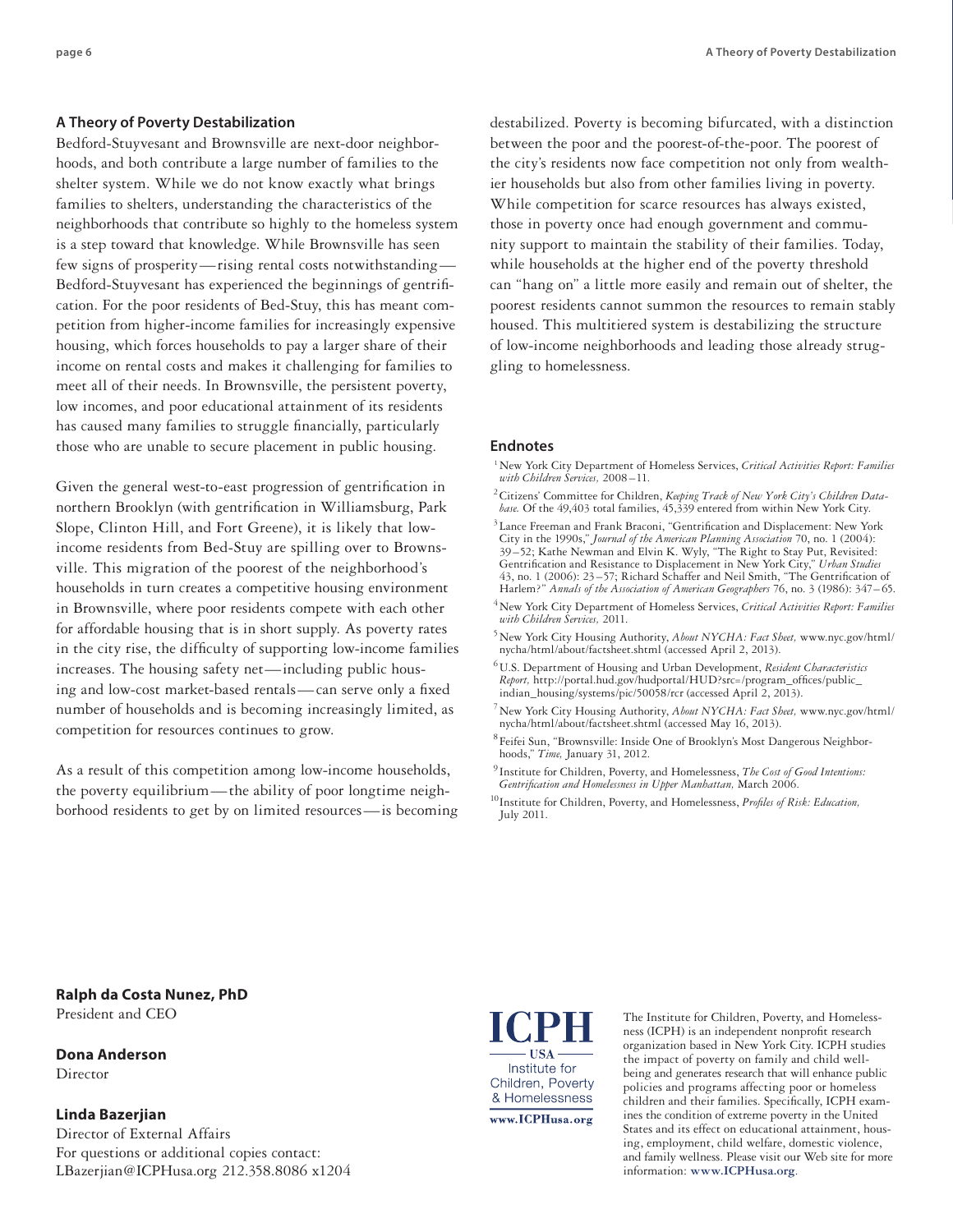## A Theory of Poverty Destabilization

Bedford-Stuyvesant and Brownsville are next-door neighborhoods, and both contribute a large number of families to the shelter system. While we do not know exactly what brings families to shelters, understanding the characteristics of the neighborhoods that contribute so highly to the homeless system is a step toward that knowledge. While Brownsville has seen few signs of prosperity—rising rental costs notwithstanding—Bedford-Stuyvesant has experienced the beginnings of gentrification. For the poor residents of Bed-Stuy, this has meant competition from higher-income families for increasingly expensive housing, which forces households to pay a larger share of their income on rental costs and makes it challenging for families to meet all of their needs. In Brownsville, the persistent poverty, low incomes, and poor educational attainment of its residents has caused many families to struggle financially, particularly those who are unable to secure placement in public housing.

Given the general west-to-east progression of gentrification in northern Brooklyn (with gentrification in Williamsburg, Park Slope, Clinton Hill, and Fort Greene), it is likely that low-income residents from Bed-Stuy are spilling over to Brownsville. This migration of the poorest of the neighborhood's households in turn creates a competitive housing environment in Brownsville, where poor residents compete with each other for affordable housing that is in short supply. As poverty rates in the city rise, the difficulty of supporting low-income families increases. The housing safety net—including public housing and low-cost market-based rentals—can serve only a fixed number of households and is becoming increasingly limited, as competition for resources continues to grow.

As a result of this competition among low-income households, the poverty equilibrium—the ability of poor longtime neighborhood residents to get by on limited resources—is becoming destabilized. Poverty is becoming bifurcated, with a distinction between the poor and the poorest-of-the-poor. The poorest of the city's residents now face competition not only from wealthier households but also from other families living in poverty. While competition for scarce resources has always existed, those in poverty once had enough government and community support to maintain the stability of their families. Today, while households at the higher end of the poverty threshold can "hang on" a little more easily and remain out of shelter, the poorest residents cannot summon the resources to remain stably housed. This multitiered system is destabilizing the structure of low-income neighborhoods and leading those already struggling to homelessness.

## Endnotes

[1] New York City Department of Homeless Services, *Critical Activities Report: Families with Children Services,* 2008–11.

[2] Citizens' Committee for Children, *Keeping Track of New York City's Children Database.* Of the 49,403 total families, 45,339 entered from within New York City.

[3] Lance Freeman and Frank Braconi, "Gentrification and Displacement: New York City in the 1990s," *Journal of the American Planning Association* 70, no. 1 (2004): 39–52; Kathe Newman and Elvin K. Wyly, "The Right to Stay Put, Revisited: Gentrification and Resistance to Displacement in New York City," *Urban Studies* 43, no. 1 (2006): 23–57; Richard Schaffer and Neil Smith, "The Gentrification of Harlem?" *Annals of the Association of American Geographers* 76, no. 3 (1986): 347–65.

[4] New York City Department of Homeless Services, *Critical Activities Report: Families with Children Services,* 2011.

[5] New York City Housing Authority, *About NYCHA: Fact Sheet,* www.nyc.gov/html/nycha/html/about/factsheet.shtml (accessed April 2, 2013).

[6] U.S. Department of Housing and Urban Development, *Resident Characteristics Report,* http://portal.hud.gov/hudportal/HUD?src=/program_offices/public_indian_housing/systems/pic/50058/rcr (accessed April 2, 2013).

[7] New York City Housing Authority, *About NYCHA: Fact Sheet,* www.nyc.gov/html/nycha/html/about/factsheet.shtml (accessed May 16, 2013).

[8] Feifei Sun, "Brownsville: Inside One of Brooklyn's Most Dangerous Neighborhoods," *Time,* January 31, 2012.

[9] Institute for Children, Poverty, and Homelessness, *The Cost of Good Intentions: Gentrification and Homelessness in Upper Manhattan,* March 2006.

[10] Institute for Children, Poverty, and Homelessness, *Profiles of Risk: Education,* July 2011.

**Ralph da Costa Nunez, PhD**
President and CEO

**Dona Anderson**
Director

**Linda Bazerjian**
Director of External Affairs
For questions or additional copies contact:
LBazerjian@ICPHusa.org 212.358.8086 x1204

ICPH USA
Institute for Children, Poverty & Homelessness
www.ICPHusa.org

The Institute for Children, Poverty, and Homelessness (ICPH) is an independent nonprofit research organization based in New York City. ICPH studies the impact of poverty on family and child well-being and generates research that will enhance public policies and programs affecting poor or homeless children and their families. Specifically, ICPH examines the condition of extreme poverty in the United States and its effect on educational attainment, housing, employment, child welfare, domestic violence, and family wellness. Please visit our Web site for more information: **www.ICPHusa.org**.